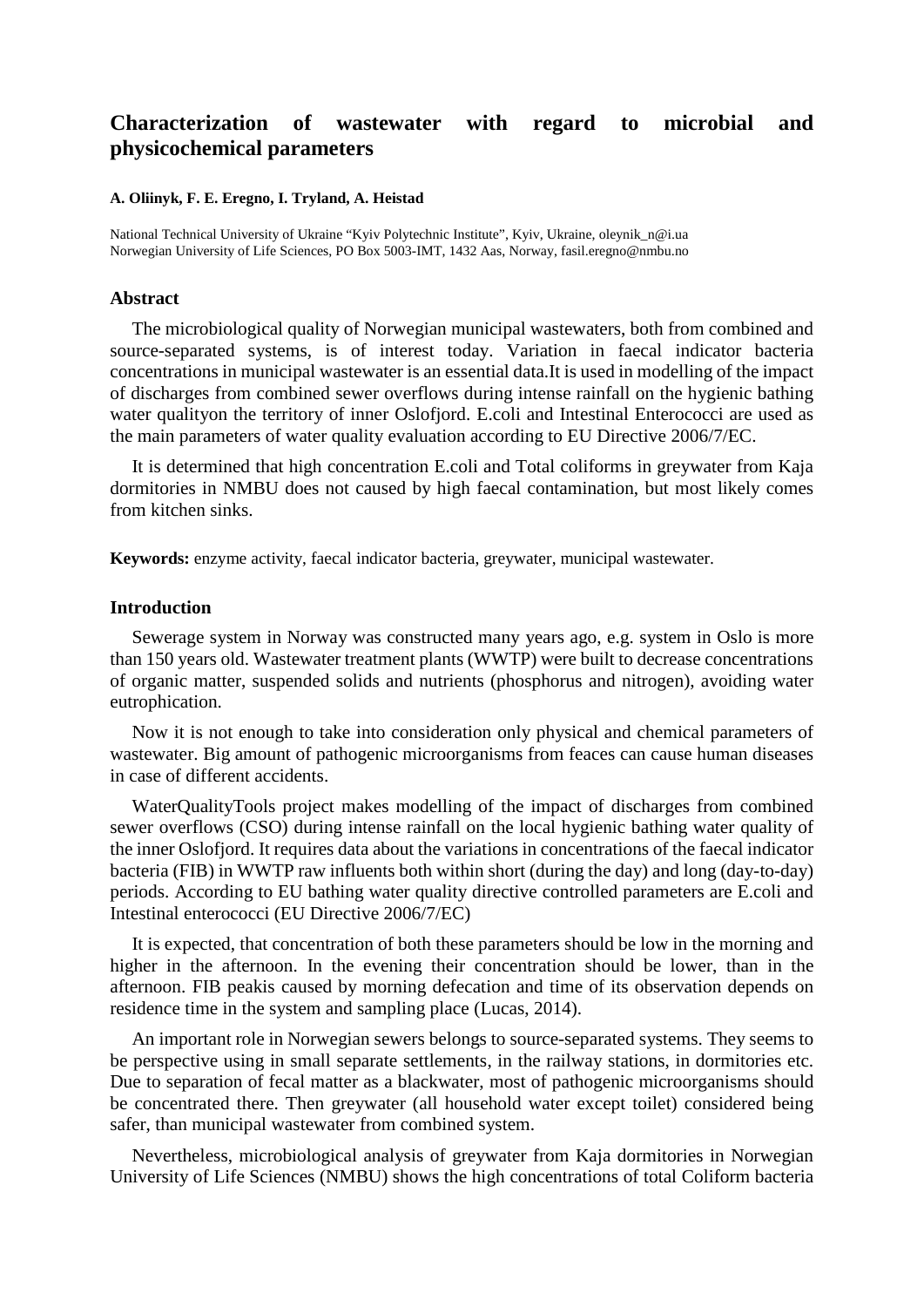# Characterization of wastewater with regard to microbial and physicochemical parameters

**A. Oliinyk, F. E. Eregno, I. Tryland, A. Heistad**

National Technical University of Ukraine "Kyiv Polytechnic Institute", Kyiv, Ukraine, oleynik_n@i.ua
Norwegian University of Life Sciences, PO Box 5003-IMT, 1432 Aas, Norway, fasil.eregno@nmbu.no

## Abstract

The microbiological quality of Norwegian municipal wastewaters, both from combined and source-separated systems, is of interest today. Variation in faecal indicator bacteria concentrations in municipal wastewater is an essential data.It is used in modelling of the impact of discharges from combined sewer overflows during intense rainfall on the hygienic bathing water qualityon the territory of inner Oslofjord. E.coli and Intestinal Enterococci are used as the main parameters of water quality evaluation according to EU Directive 2006/7/EC.

It is determined that high concentration E.coli and Total coliforms in greywater from Kaja dormitories in NMBU does not caused by high faecal contamination, but most likely comes from kitchen sinks.

**Keywords:** enzyme activity, faecal indicator bacteria, greywater, municipal wastewater.

## Introduction

Sewerage system in Norway was constructed many years ago, e.g. system in Oslo is more than 150 years old. Wastewater treatment plants (WWTP) were built to decrease concentrations of organic matter, suspended solids and nutrients (phosphorus and nitrogen), avoiding water eutrophication.

Now it is not enough to take into consideration only physical and chemical parameters of wastewater. Big amount of pathogenic microorganisms from feaces can cause human diseases in case of different accidents.

WaterQualityTools project makes modelling of the impact of discharges from combined sewer overflows (CSO) during intense rainfall on the local hygienic bathing water quality of the inner Oslofjord. It requires data about the variations in concentrations of the faecal indicator bacteria (FIB) in WWTP raw influents both within short (during the day) and long (day-to-day) periods. According to EU bathing water quality directive controlled parameters are E.coli and Intestinal enterococci (EU Directive 2006/7/EC)

It is expected, that concentration of both these parameters should be low in the morning and higher in the afternoon. In the evening their concentration should be lower, than in the afternoon. FIB peakis caused by morning defecation and time of its observation depends on residence time in the system and sampling place (Lucas, 2014).

An important role in Norwegian sewers belongs to source-separated systems. They seems to be perspective using in small separate settlements, in the railway stations, in dormitories etc. Due to separation of fecal matter as a blackwater, most of pathogenic microorganisms should be concentrated there. Then greywater (all household water except toilet) considered being safer, than municipal wastewater from combined system.

Nevertheless, microbiological analysis of greywater from Kaja dormitories in Norwegian University of Life Sciences (NMBU) shows the high concentrations of total Coliform bacteria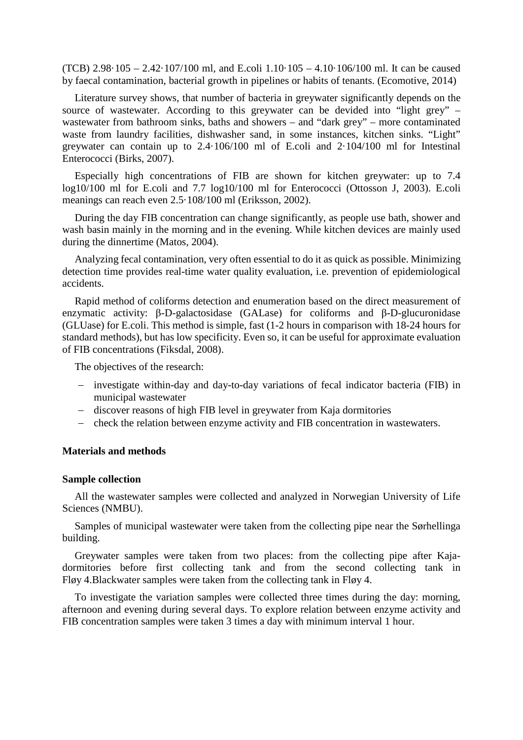(TCB) $2.98 \cdot 10^5$ – $2.42 \cdot 10^7$/100 ml, and E.coli $1.10 \cdot 10^5$ – $4.10 \cdot 10^6$/100 ml. It can be caused by faecal contamination, bacterial growth in pipelines or habits of tenants. (Ecomotive, 2014)

Literature survey shows, that number of bacteria in greywater significantly depends on the source of wastewater. According to this greywater can be devided into "light grey" – wastewater from bathroom sinks, baths and showers – and "dark grey" – more contaminated waste from laundry facilities, dishwasher sand, in some instances, kitchen sinks. "Light" greywater can contain up to $2.4 \cdot 10^6$/100 ml of E.coli and $2 \cdot 10^4$/100 ml for Intestinal Enterococci (Birks, 2007).

Especially high concentrations of FIB are shown for kitchen greywater: up to 7.4 log10/100 ml for E.coli and 7.7 log10/100 ml for Enterococci (Ottosson J, 2003). E.coli meanings can reach even $2.5 \cdot 10^8$/100 ml (Eriksson, 2002).

During the day FIB concentration can change significantly, as people use bath, shower and wash basin mainly in the morning and in the evening. While kitchen devices are mainly used during the dinnertime (Matos, 2004).

Analyzing fecal contamination, very often essential to do it as quick as possible. Minimizing detection time provides real-time water quality evaluation, i.e. prevention of epidemiological accidents.

Rapid method of coliforms detection and enumeration based on the direct measurement of enzymatic activity: β-D-galactosidase (GALase) for coliforms and β-D-glucuronidase (GLUase) for E.coli. This method is simple, fast (1-2 hours in comparison with 18-24 hours for standard methods), but has low specificity. Even so, it can be useful for approximate evaluation of FIB concentrations (Fiksdal, 2008).

The objectives of the research:

- investigate within-day and day-to-day variations of fecal indicator bacteria (FIB) in municipal wastewater
- discover reasons of high FIB level in greywater from Kaja dormitories
- check the relation between enzyme activity and FIB concentration in wastewaters.

## Materials and methods

### Sample collection

All the wastewater samples were collected and analyzed in Norwegian University of Life Sciences (NMBU).

Samples of municipal wastewater were taken from the collecting pipe near the Sørhellinga building.

Greywater samples were taken from two places: from the collecting pipe after Kaja-dormitories before first collecting tank and from the second collecting tank in Fløy 4.Blackwater samples were taken from the collecting tank in Fløy 4.

To investigate the variation samples were collected three times during the day: morning, afternoon and evening during several days. To explore relation between enzyme activity and FIB concentration samples were taken 3 times a day with minimum interval 1 hour.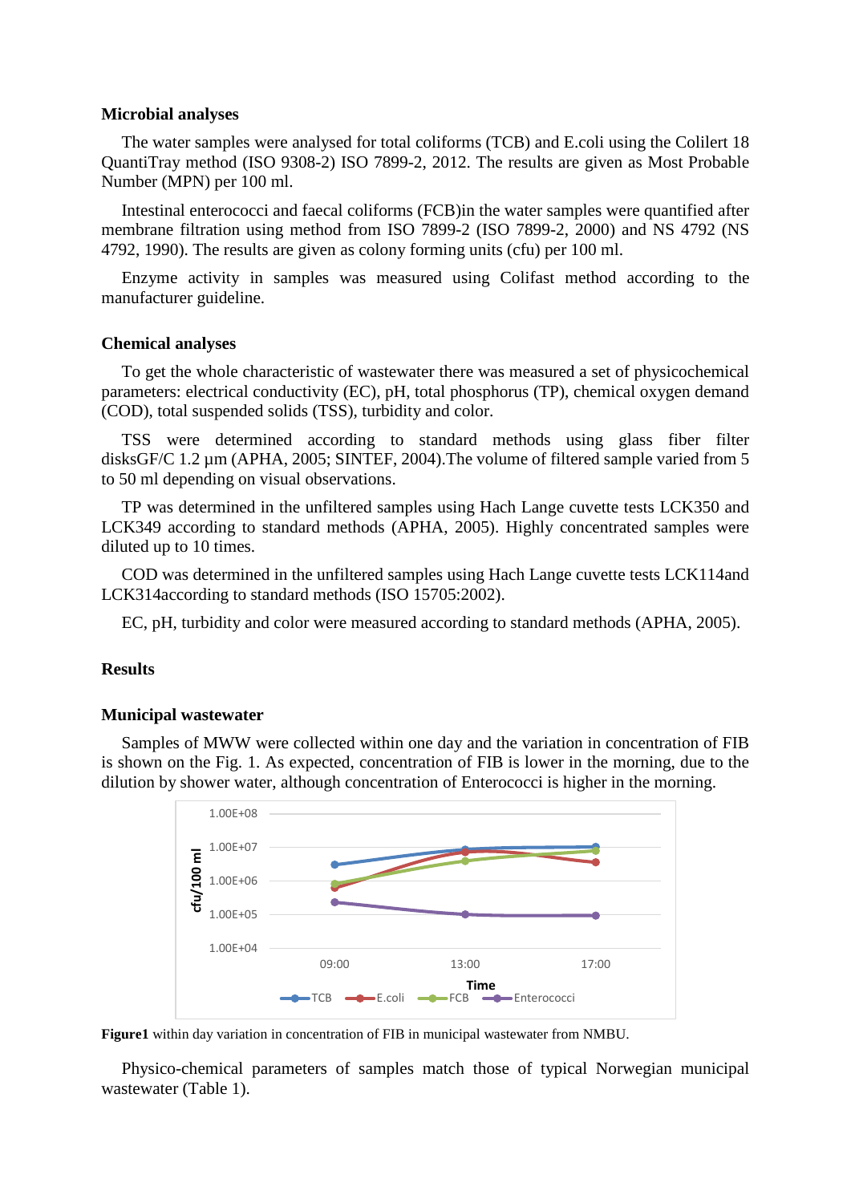### Microbial analyses

The water samples were analysed for total coliforms (TCB) and E.coli using the Colilert 18 QuantiTray method (ISO 9308-2) ISO 7899-2, 2012. The results are given as Most Probable Number (MPN) per 100 ml.

Intestinal enterococci and faecal coliforms (FCB)in the water samples were quantified after membrane filtration using method from ISO 7899-2 (ISO 7899-2, 2000) and NS 4792 (NS 4792, 1990). The results are given as colony forming units (cfu) per 100 ml.

Enzyme activity in samples was measured using Colifast method according to the manufacturer guideline.

### Chemical analyses

To get the whole characteristic of wastewater there was measured a set of physicochemical parameters: electrical conductivity (EC), pH, total phosphorus (TP), chemical oxygen demand (COD), total suspended solids (TSS), turbidity and color.

TSS were determined according to standard methods using glass fiber filter disksGF/C 1.2 µm (APHA, 2005; SINTEF, 2004).The volume of filtered sample varied from 5 to 50 ml depending on visual observations.

TP was determined in the unfiltered samples using Hach Lange cuvette tests LCK350 and LCK349 according to standard methods (APHA, 2005). Highly concentrated samples were diluted up to 10 times.

COD was determined in the unfiltered samples using Hach Lange cuvette tests LCK114and LCK314according to standard methods (ISO 15705:2002).

EC, pH, turbidity and color were measured according to standard methods (APHA, 2005).

### Results

### Municipal wastewater

Samples of MWW were collected within one day and the variation in concentration of FIB is shown on the Fig. 1. As expected, concentration of FIB is lower in the morning, due to the dilution by shower water, although concentration of Enterococci is higher in the morning.

**Figure1** within day variation in concentration of FIB in municipal wastewater from NMBU.

Physico-chemical parameters of samples match those of typical Norwegian municipal wastewater (Table 1).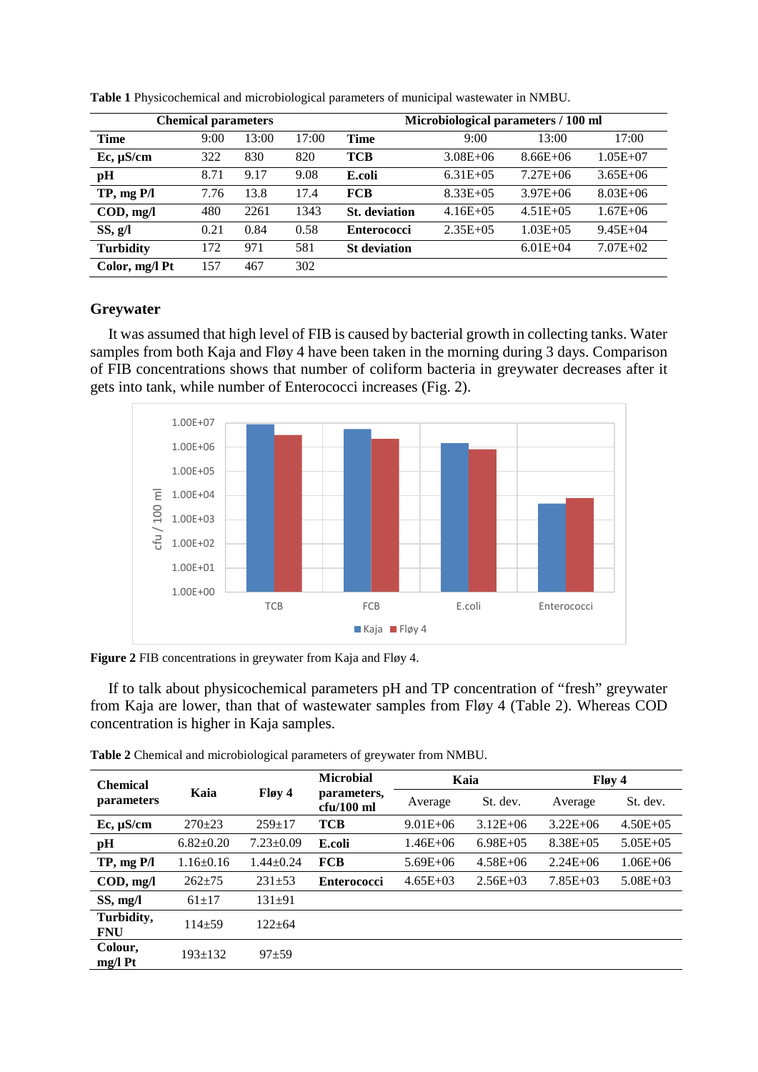**Table 1** Physicochemical and microbiological parameters of municipal wastewater in NMBU.

| Chemical parameters | | | | Microbiological parameters / 100 ml | | | |
|---|---|---|---|---|---|---|---|
| **Time** | 9:00 | 13:00 | 17:00 | **Time** | 9:00 | 13:00 | 17:00 |
| **Ec, µS/cm** | 322 | 830 | 820 | **TCB** | 3.08E+06 | 8.66E+06 | 1.05E+07 |
| **pH** | 8.71 | 9.17 | 9.08 | **E.coli** | 6.31E+05 | 7.27E+06 | 3.65E+06 |
| **TP, mg P/l** | 7.76 | 13.8 | 17.4 | **FCB** | 8.33E+05 | 3.97E+06 | 8.03E+06 |
| **COD, mg/l** | 480 | 2261 | 1343 | **St. deviation** | 4.16E+05 | 4.51E+05 | 1.67E+06 |
| **SS, g/l** | 0.21 | 0.84 | 0.58 | **Enterococci** | 2.35E+05 | 1.03E+05 | 9.45E+04 |
| **Turbidity** | 172 | 971 | 581 | **St deviation** | | 6.01E+04 | 7.07E+02 |
| **Color, mg/l Pt** | 157 | 467 | 302 | | | | |

## Greywater

It was assumed that high level of FIB is caused by bacterial growth in collecting tanks. Water samples from both Kaja and Fløy 4 have been taken in the morning during 3 days. Comparison of FIB concentrations shows that number of coliform bacteria in greywater decreases after it gets into tank, while number of Enterococci increases (Fig. 2).

**Figure 2** FIB concentrations in greywater from Kaja and Fløy 4.

If to talk about physicochemical parameters pH and TP concentration of "fresh" greywater from Kaja are lower, than that of wastewater samples from Fløy 4 (Table 2). Whereas COD concentration is higher in Kaja samples.

**Table 2** Chemical and microbiological parameters of greywater from NMBU.

| Chemical parameters | Kaia | Fløy 4 | Microbial parameters, cfu/100 ml | Kaia | | Fløy 4 | |
|---|---|---|---|---|---|---|---|
| | | | | Average | St. dev. | Average | St. dev. |
| **Ec, µS/cm** | 270±23 | 259±17 | **TCB** | 9.01E+06 | 3.12E+06 | 3.22E+06 | 4.50E+05 |
| **pH** | 6.82±0.20 | 7.23±0.09 | **E.coli** | 1.46E+06 | 6.98E+05 | 8.38E+05 | 5.05E+05 |
| **TP, mg P/l** | 1.16±0.16 | 1.44±0.24 | **FCB** | 5.69E+06 | 4.58E+06 | 2.24E+06 | 1.06E+06 |
| **COD, mg/l** | 262±75 | 231±53 | **Enterococci** | 4.65E+03 | 2.56E+03 | 7.85E+03 | 5.08E+03 |
| **SS, mg/l** | 61±17 | 131±91 | | | | | |
| **Turbidity, FNU** | 114±59 | 122±64 | | | | | |
| **Colour, mg/l Pt** | 193±132 | 97±59 | | | | | |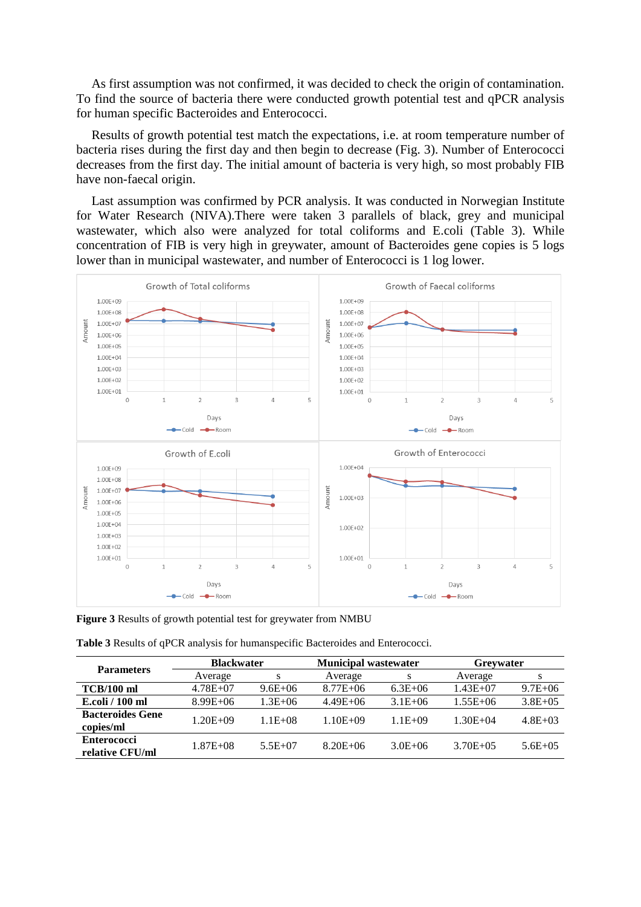As first assumption was not confirmed, it was decided to check the origin of contamination. To find the source of bacteria there were conducted growth potential test and qPCR analysis for human specific Bacteroides and Enterococci.

Results of growth potential test match the expectations, i.e. at room temperature number of bacteria rises during the first day and then begin to decrease (Fig. 3). Number of Enterococci decreases from the first day. The initial amount of bacteria is very high, so most probably FIB have non-faecal origin.

Last assumption was confirmed by PCR analysis. It was conducted in Norwegian Institute for Water Research (NIVA).There were taken 3 parallels of black, grey and municipal wastewater, which also were analyzed for total coliforms and E.coli (Table 3). While concentration of FIB is very high in greywater, amount of Bacteroides gene copies is 5 logs lower than in municipal wastewater, and number of Enterococci is 1 log lower.

**Figure 3** Results of growth potential test for greywater from NMBU

**Table 3** Results of qPCR analysis for humanspecific Bacteroides and Enterococci.

| Parameters | Blackwater | | Municipal wastewater | | Greywater | |
|---|---|---|---|---|---|---|
| | Average | s | Average | s | Average | s |
| **TCB/100 ml** | 4.78E+07 | 9.6E+06 | 8.77E+06 | 6.3E+06 | 1.43E+07 | 9.7E+06 |
| **E.coli / 100 ml** | 8.99E+06 | 1.3E+06 | 4.49E+06 | 3.1E+06 | 1.55E+06 | 3.8E+05 |
| **Bacteroides Gene copies/ml** | 1.20E+09 | 1.1E+08 | 1.10E+09 | 1.1E+09 | 1.30E+04 | 4.8E+03 |
| **Enterococci relative CFU/ml** | 1.87E+08 | 5.5E+07 | 8.20E+06 | 3.0E+06 | 3.70E+05 | 5.6E+05 |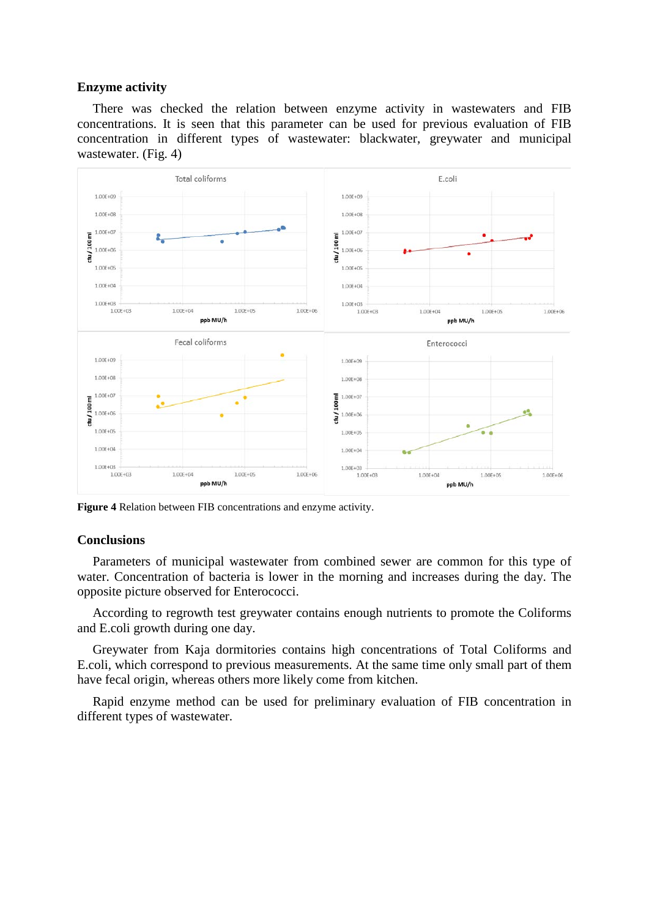### Enzyme activity

There was checked the relation between enzyme activity in wastewaters and FIB concentrations. It is seen that this parameter can be used for previous evaluation of FIB concentration in different types of wastewater: blackwater, greywater and municipal wastewater. (Fig. 4)

**Figure 4** Relation between FIB concentrations and enzyme activity.

### Conclusions

Parameters of municipal wastewater from combined sewer are common for this type of water. Concentration of bacteria is lower in the morning and increases during the day. The opposite picture observed for Enterococci.

According to regrowth test greywater contains enough nutrients to promote the Coliforms and E.coli growth during one day.

Greywater from Kaja dormitories contains high concentrations of Total Coliforms and E.coli, which correspond to previous measurements. At the same time only small part of them have fecal origin, whereas others more likely come from kitchen.

Rapid enzyme method can be used for preliminary evaluation of FIB concentration in different types of wastewater.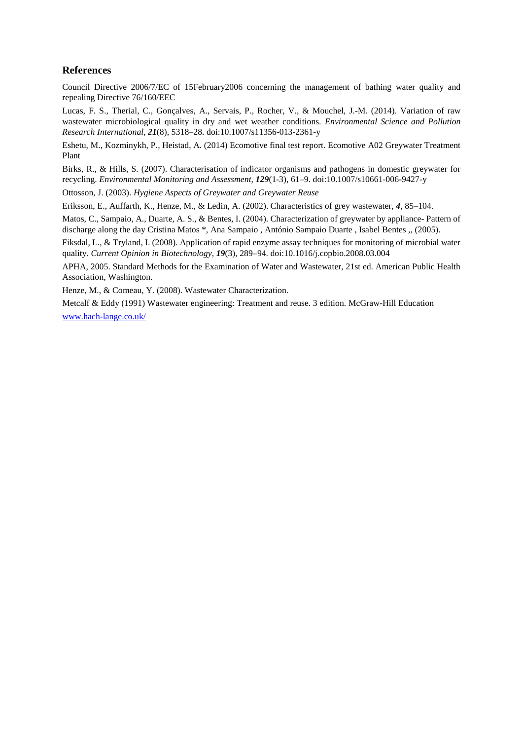## References

Council Directive 2006/7/EC of 15February2006 concerning the management of bathing water quality and repealing Directive 76/160/EEC

Lucas, F. S., Therial, C., Gonçalves, A., Servais, P., Rocher, V., & Mouchel, J.-M. (2014). Variation of raw wastewater microbiological quality in dry and wet weather conditions. *Environmental Science and Pollution Research International*, ***21***(8), 5318–28. doi:10.1007/s11356-013-2361-y

Eshetu, M., Kozminykh, P., Heistad, A. (2014) Ecomotive final test report. Ecomotive A02 Greywater Treatment Plant

Birks, R., & Hills, S. (2007). Characterisation of indicator organisms and pathogens in domestic greywater for recycling. *Environmental Monitoring and Assessment*, ***129***(1-3), 61–9. doi:10.1007/s10661-006-9427-y

Ottosson, J. (2003). *Hygiene Aspects of Greywater and Greywater Reuse*

Eriksson, E., Auffarth, K., Henze, M., & Ledin, A. (2002). Characteristics of grey wastewater, ***4***, 85–104.

Matos, C., Sampaio, A., Duarte, A. S., & Bentes, I. (2004). Characterization of greywater by appliance- Pattern of discharge along the day Cristina Matos *, Ana Sampaio , António Sampaio Duarte , Isabel Bentes ,, (2005).

Fiksdal, L., & Tryland, I. (2008). Application of rapid enzyme assay techniques for monitoring of microbial water quality. *Current Opinion in Biotechnology*, ***19***(3), 289–94. doi:10.1016/j.copbio.2008.03.004

APHA, 2005. Standard Methods for the Examination of Water and Wastewater, 21st ed. American Public Health Association, Washington.

Henze, M., & Comeau, Y. (2008). Wastewater Characterization.

Metcalf & Eddy (1991) Wastewater engineering: Treatment and reuse. 3 edition. McGraw-Hill Education

www.hach-lange.co.uk/